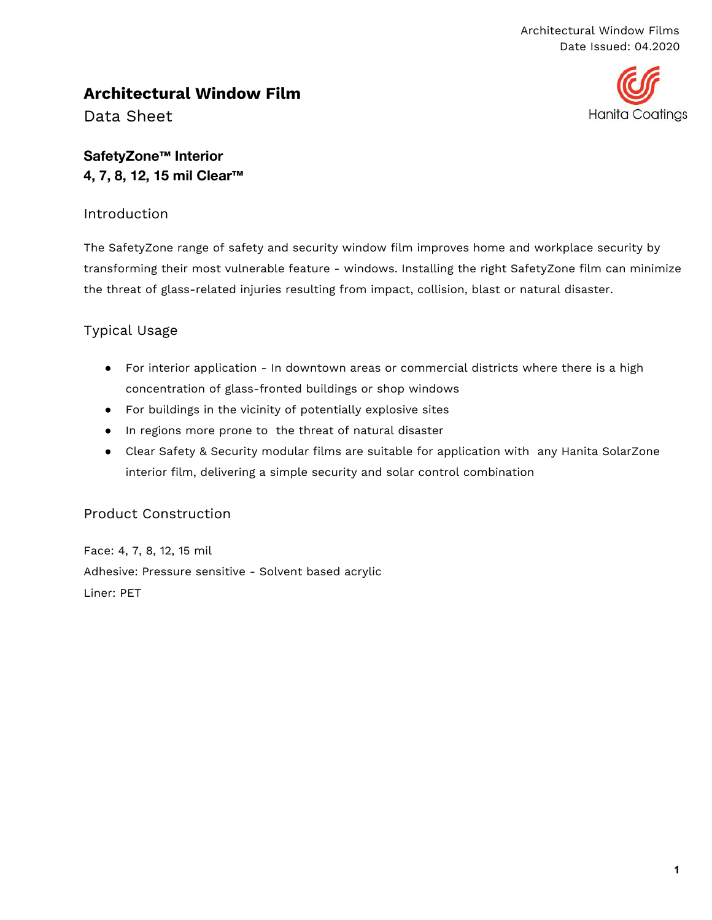# Architectural Window Film

Data Sheet

Hanita Coatings

## SafetyZone™ Interior
## 4, 7, 8, 12, 15 mil Clear™

### Introduction

The SafetyZone range of safety and security window film improves home and workplace security by transforming their most vulnerable feature - windows. Installing the right SafetyZone film can minimize the threat of glass-related injuries resulting from impact, collision, blast or natural disaster.

### Typical Usage

- For interior application - In downtown areas or commercial districts where there is a high concentration of glass-fronted buildings or shop windows
- For buildings in the vicinity of potentially explosive sites
- In regions more prone to the threat of natural disaster
- Clear Safety & Security modular films are suitable for application with any Hanita SolarZone interior film, delivering a simple security and solar control combination

### Product Construction

Face: 4, 7, 8, 12, 15 mil

Adhesive: Pressure sensitive - Solvent based acrylic

Liner: PET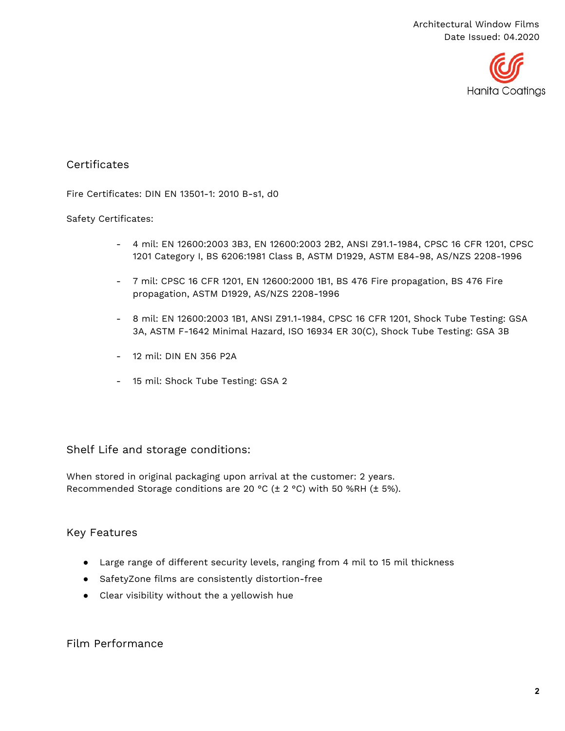## Certificates

Fire Certificates: DIN EN 13501-1: 2010 B-s1, d0

Safety Certificates:

- 4 mil: EN 12600:2003 3B3, EN 12600:2003 2B2, ANSI Z91.1-1984, CPSC 16 CFR 1201, CPSC 1201 Category I, BS 6206:1981 Class B, ASTM D1929, ASTM E84-98, AS/NZS 2208-1996
- 7 mil: CPSC 16 CFR 1201, EN 12600:2000 1B1, BS 476 Fire propagation, BS 476 Fire propagation, ASTM D1929, AS/NZS 2208-1996
- 8 mil: EN 12600:2003 1B1, ANSI Z91.1-1984, CPSC 16 CFR 1201, Shock Tube Testing: GSA 3A, ASTM F-1642 Minimal Hazard, ISO 16934 ER 30(C), Shock Tube Testing: GSA 3B
- 12 mil: DIN EN 356 P2A
- 15 mil: Shock Tube Testing: GSA 2

## Shelf Life and storage conditions:

When stored in original packaging upon arrival at the customer: 2 years.
Recommended Storage conditions are 20 °C (± 2 °C) with 50 %RH (± 5%).

## Key Features

- Large range of different security levels, ranging from 4 mil to 15 mil thickness
- SafetyZone films are consistently distortion-free
- Clear visibility without the a yellowish hue

## Film Performance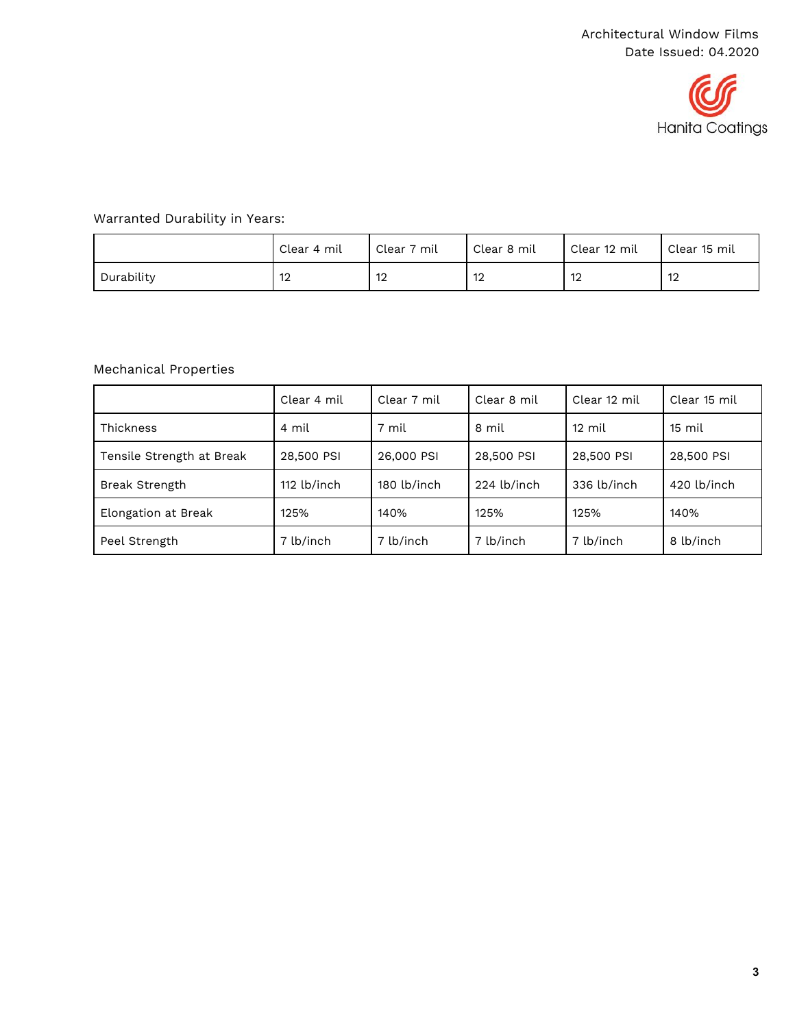Warranted Durability in Years:

| | Clear 4 mil | Clear 7 mil | Clear 8 mil | Clear 12 mil | Clear 15 mil |
|---|---|---|---|---|---|
| Durability | 12 | 12 | 12 | 12 | 12 |

Mechanical Properties

| | Clear 4 mil | Clear 7 mil | Clear 8 mil | Clear 12 mil | Clear 15 mil |
|---|---|---|---|---|---|
| Thickness | 4 mil | 7 mil | 8 mil | 12 mil | 15 mil |
| Tensile Strength at Break | 28,500 PSI | 26,000 PSI | 28,500 PSI | 28,500 PSI | 28,500 PSI |
| Break Strength | 112 lb/inch | 180 lb/inch | 224 lb/inch | 336 lb/inch | 420 lb/inch |
| Elongation at Break | 125% | 140% | 125% | 125% | 140% |
| Peel Strength | 7 lb/inch | 7 lb/inch | 7 lb/inch | 7 lb/inch | 8 lb/inch |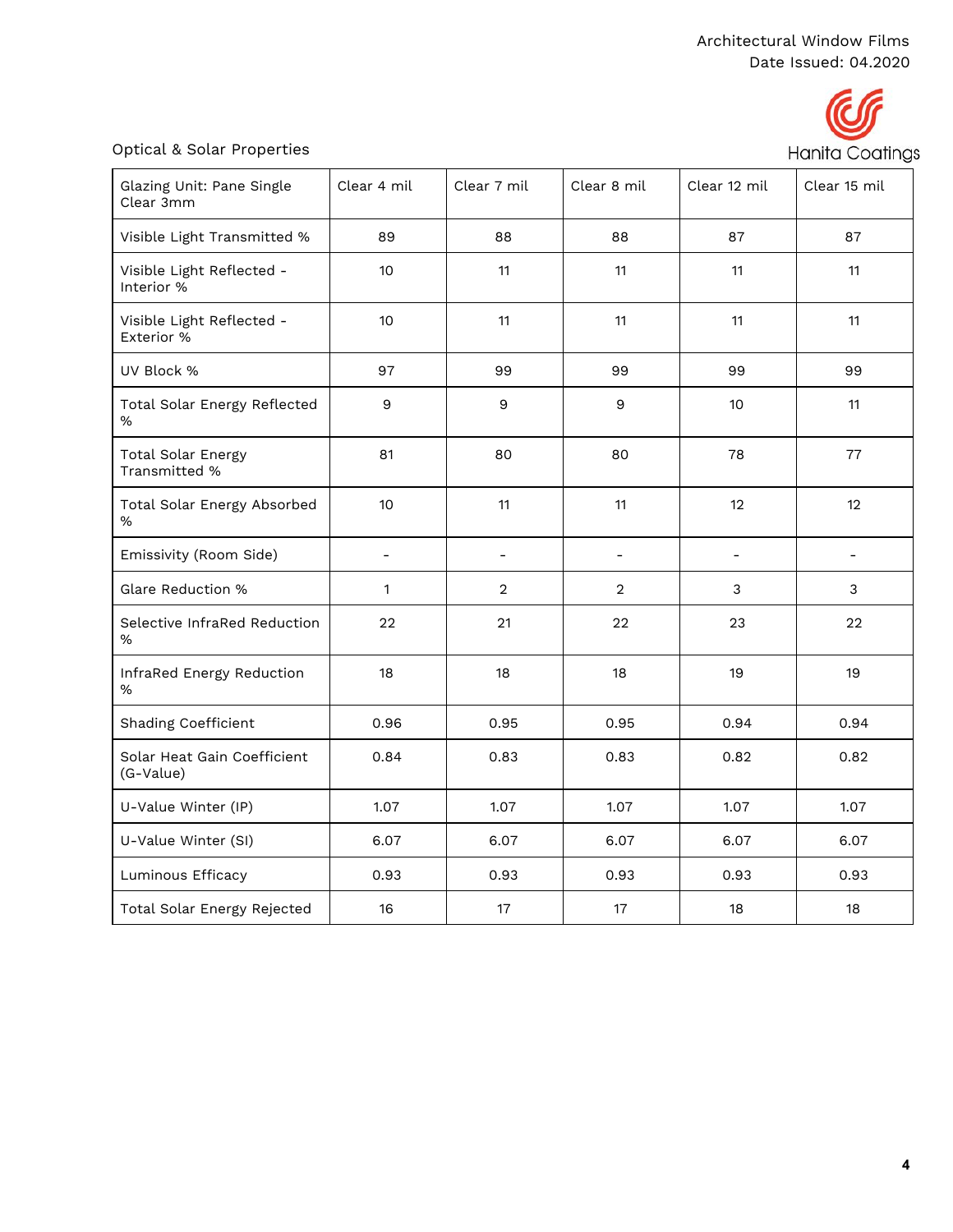Architectural Window Films
Date Issued: 04.2020

Hanita Coatings

Optical & Solar Properties

| Glazing Unit: Pane Single Clear 3mm | Clear 4 mil | Clear 7 mil | Clear 8 mil | Clear 12 mil | Clear 15 mil |
|---|---|---|---|---|---|
| Visible Light Transmitted % | 89 | 88 | 88 | 87 | 87 |
| Visible Light Reflected - Interior % | 10 | 11 | 11 | 11 | 11 |
| Visible Light Reflected - Exterior % | 10 | 11 | 11 | 11 | 11 |
| UV Block % | 97 | 99 | 99 | 99 | 99 |
| Total Solar Energy Reflected % | 9 | 9 | 9 | 10 | 11 |
| Total Solar Energy Transmitted % | 81 | 80 | 80 | 78 | 77 |
| Total Solar Energy Absorbed % | 10 | 11 | 11 | 12 | 12 |
| Emissivity (Room Side) | - | - | - | - | - |
| Glare Reduction % | 1 | 2 | 2 | 3 | 3 |
| Selective InfraRed Reduction % | 22 | 21 | 22 | 23 | 22 |
| InfraRed Energy Reduction % | 18 | 18 | 18 | 19 | 19 |
| Shading Coefficient | 0.96 | 0.95 | 0.95 | 0.94 | 0.94 |
| Solar Heat Gain Coefficient (G-Value) | 0.84 | 0.83 | 0.83 | 0.82 | 0.82 |
| U-Value Winter (IP) | 1.07 | 1.07 | 1.07 | 1.07 | 1.07 |
| U-Value Winter (SI) | 6.07 | 6.07 | 6.07 | 6.07 | 6.07 |
| Luminous Efficacy | 0.93 | 0.93 | 0.93 | 0.93 | 0.93 |
| Total Solar Energy Rejected | 16 | 17 | 17 | 18 | 18 |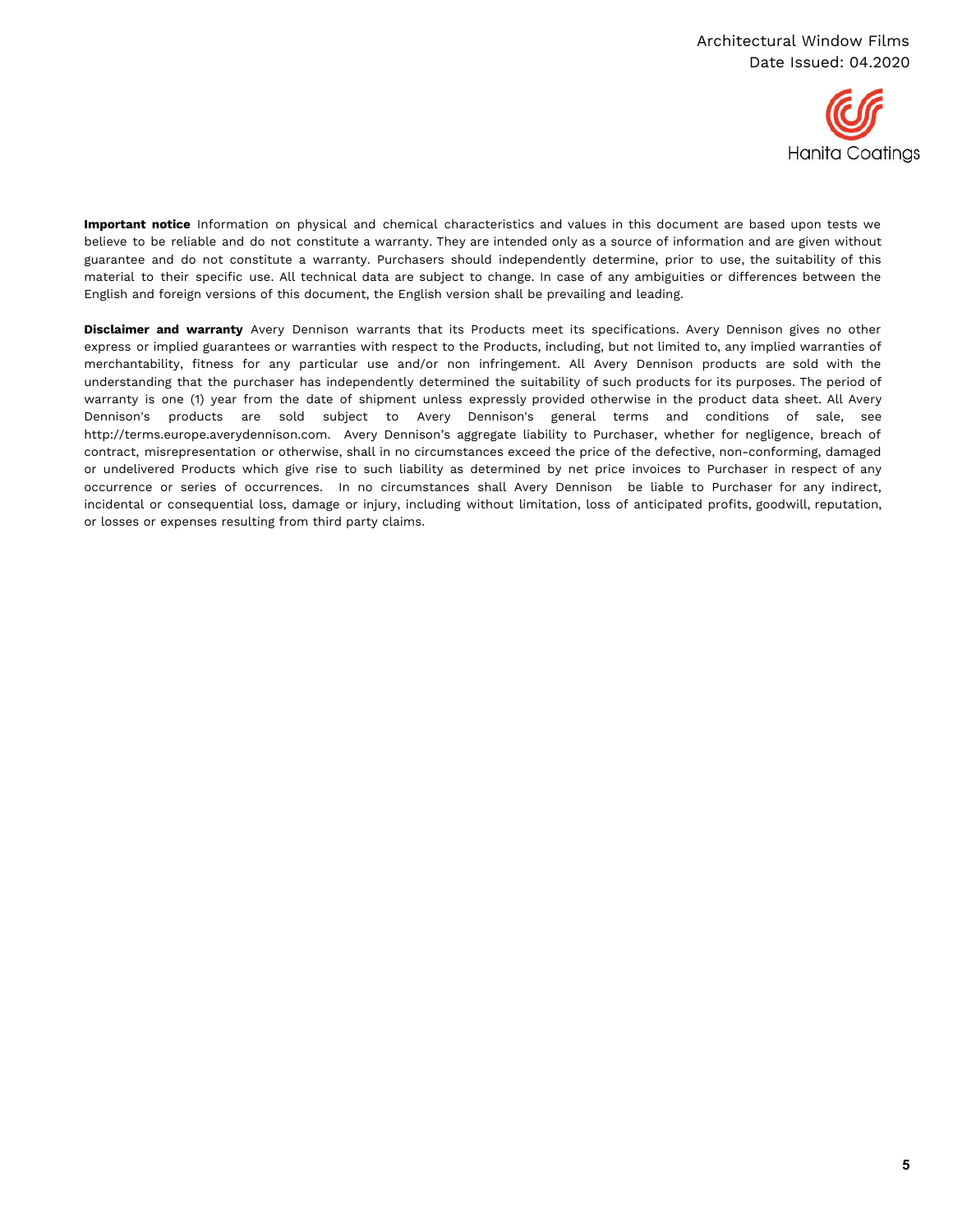**Important notice** Information on physical and chemical characteristics and values in this document are based upon tests we believe to be reliable and do not constitute a warranty. They are intended only as a source of information and are given without guarantee and do not constitute a warranty. Purchasers should independently determine, prior to use, the suitability of this material to their specific use. All technical data are subject to change. In case of any ambiguities or differences between the English and foreign versions of this document, the English version shall be prevailing and leading.

**Disclaimer and warranty** Avery Dennison warrants that its Products meet its specifications. Avery Dennison gives no other express or implied guarantees or warranties with respect to the Products, including, but not limited to, any implied warranties of merchantability, fitness for any particular use and/or non infringement. All Avery Dennison products are sold with the understanding that the purchaser has independently determined the suitability of such products for its purposes. The period of warranty is one (1) year from the date of shipment unless expressly provided otherwise in the product data sheet. All Avery Dennison's products are sold subject to Avery Dennison's general terms and conditions of sale, see http://terms.europe.averydennison.com. Avery Dennison's aggregate liability to Purchaser, whether for negligence, breach of contract, misrepresentation or otherwise, shall in no circumstances exceed the price of the defective, non-conforming, damaged or undelivered Products which give rise to such liability as determined by net price invoices to Purchaser in respect of any occurrence or series of occurrences. In no circumstances shall Avery Dennison be liable to Purchaser for any indirect, incidental or consequential loss, damage or injury, including without limitation, loss of anticipated profits, goodwill, reputation, or losses or expenses resulting from third party claims.